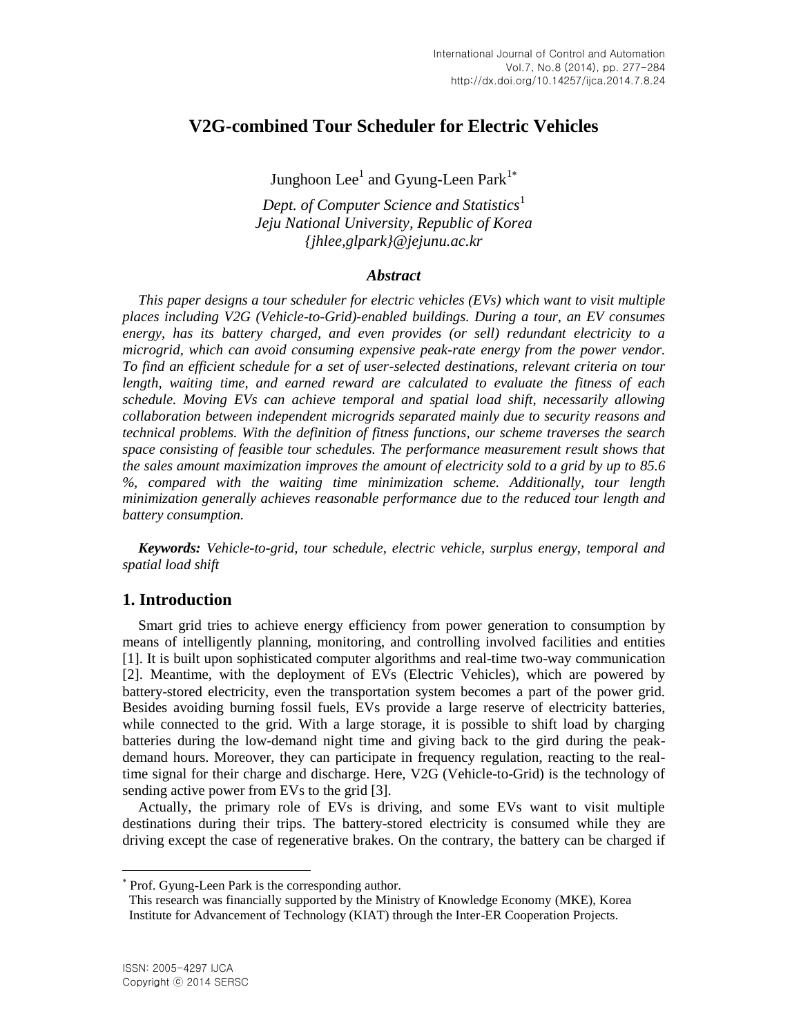# V2G-combined Tour Scheduler for Electric Vehicles

Junghoon Lee[1] and Gyung-Leen Park[1*]

*Dept. of Computer Science and Statistics*[1]
*Jeju National University, Republic of Korea*
*{jhlee,glpark}@jejunu.ac.kr*

### *Abstract*

*This paper designs a tour scheduler for electric vehicles (EVs) which want to visit multiple places including V2G (Vehicle-to-Grid)-enabled buildings. During a tour, an EV consumes energy, has its battery charged, and even provides (or sell) redundant electricity to a microgrid, which can avoid consuming expensive peak-rate energy from the power vendor. To find an efficient schedule for a set of user-selected destinations, relevant criteria on tour length, waiting time, and earned reward are calculated to evaluate the fitness of each schedule. Moving EVs can achieve temporal and spatial load shift, necessarily allowing collaboration between independent microgrids separated mainly due to security reasons and technical problems. With the definition of fitness functions, our scheme traverses the search space consisting of feasible tour schedules. The performance measurement result shows that the sales amount maximization improves the amount of electricity sold to a grid by up to 85.6 %, compared with the waiting time minimization scheme. Additionally, tour length minimization generally achieves reasonable performance due to the reduced tour length and battery consumption.*

***Keywords:** Vehicle-to-grid, tour schedule, electric vehicle, surplus energy, temporal and spatial load shift*

## 1. Introduction

Smart grid tries to achieve energy efficiency from power generation to consumption by means of intelligently planning, monitoring, and controlling involved facilities and entities [1]. It is built upon sophisticated computer algorithms and real-time two-way communication [2]. Meantime, with the deployment of EVs (Electric Vehicles), which are powered by battery-stored electricity, even the transportation system becomes a part of the power grid. Besides avoiding burning fossil fuels, EVs provide a large reserve of electricity batteries, while connected to the grid. With a large storage, it is possible to shift load by charging batteries during the low-demand night time and giving back to the gird during the peak-demand hours. Moreover, they can participate in frequency regulation, reacting to the real-time signal for their charge and discharge. Here, V2G (Vehicle-to-Grid) is the technology of sending active power from EVs to the grid [3].

Actually, the primary role of EVs is driving, and some EVs want to visit multiple destinations during their trips. The battery-stored electricity is consumed while they are driving except the case of regenerative brakes. On the contrary, the battery can be charged if

---

[*] Prof. Gyung-Leen Park is the corresponding author.
This research was financially supported by the Ministry of Knowledge Economy (MKE), Korea Institute for Advancement of Technology (KIAT) through the Inter-ER Cooperation Projects.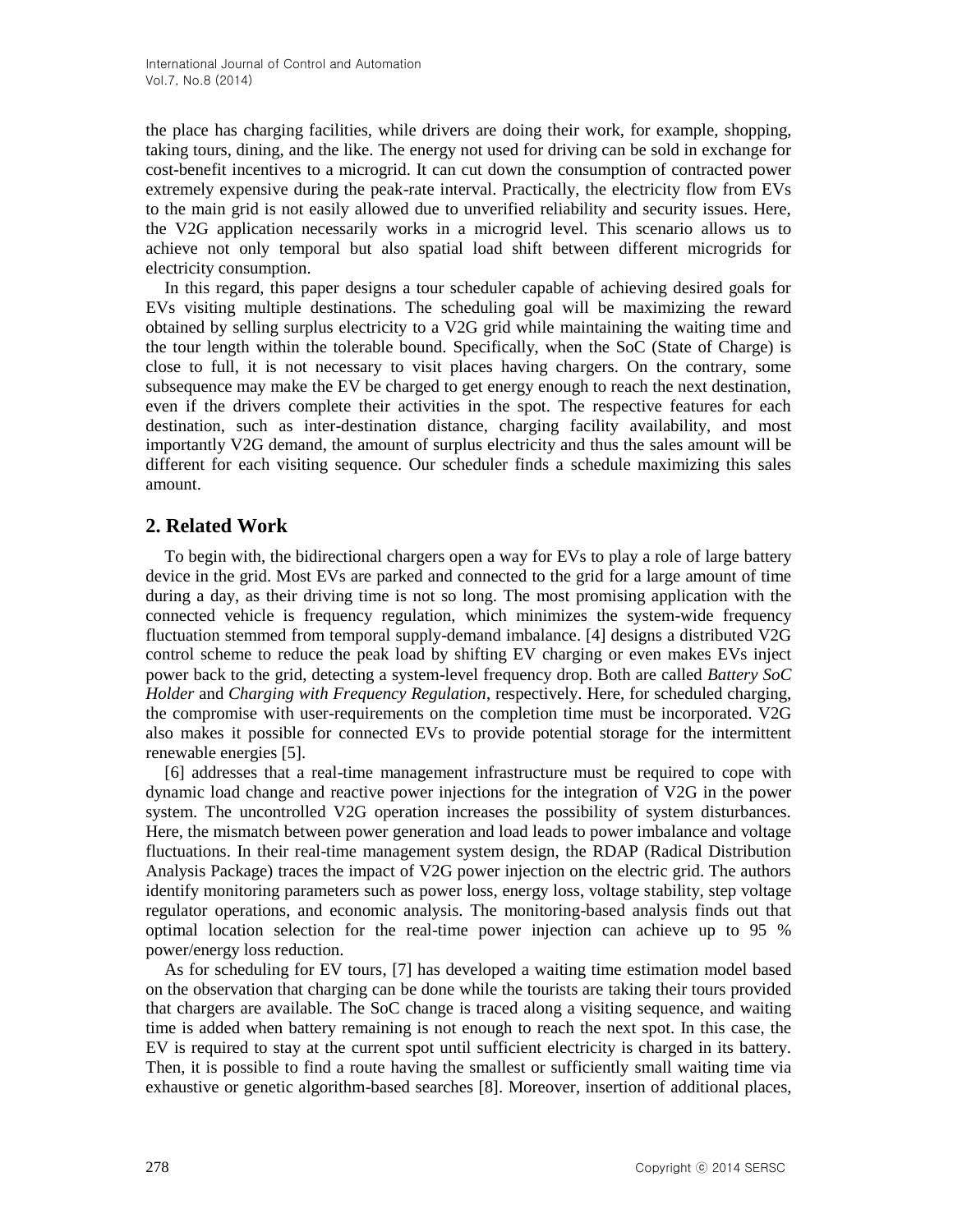the place has charging facilities, while drivers are doing their work, for example, shopping, taking tours, dining, and the like. The energy not used for driving can be sold in exchange for cost-benefit incentives to a microgrid. It can cut down the consumption of contracted power extremely expensive during the peak-rate interval. Practically, the electricity flow from EVs to the main grid is not easily allowed due to unverified reliability and security issues. Here, the V2G application necessarily works in a microgrid level. This scenario allows us to achieve not only temporal but also spatial load shift between different microgrids for electricity consumption.

In this regard, this paper designs a tour scheduler capable of achieving desired goals for EVs visiting multiple destinations. The scheduling goal will be maximizing the reward obtained by selling surplus electricity to a V2G grid while maintaining the waiting time and the tour length within the tolerable bound. Specifically, when the SoC (State of Charge) is close to full, it is not necessary to visit places having chargers. On the contrary, some subsequence may make the EV be charged to get energy enough to reach the next destination, even if the drivers complete their activities in the spot. The respective features for each destination, such as inter-destination distance, charging facility availability, and most importantly V2G demand, the amount of surplus electricity and thus the sales amount will be different for each visiting sequence. Our scheduler finds a schedule maximizing this sales amount.

## 2. Related Work

To begin with, the bidirectional chargers open a way for EVs to play a role of large battery device in the grid. Most EVs are parked and connected to the grid for a large amount of time during a day, as their driving time is not so long. The most promising application with the connected vehicle is frequency regulation, which minimizes the system-wide frequency fluctuation stemmed from temporal supply-demand imbalance. [4] designs a distributed V2G control scheme to reduce the peak load by shifting EV charging or even makes EVs inject power back to the grid, detecting a system-level frequency drop. Both are called *Battery SoC Holder* and *Charging with Frequency Regulation*, respectively. Here, for scheduled charging, the compromise with user-requirements on the completion time must be incorporated. V2G also makes it possible for connected EVs to provide potential storage for the intermittent renewable energies [5].

[6] addresses that a real-time management infrastructure must be required to cope with dynamic load change and reactive power injections for the integration of V2G in the power system. The uncontrolled V2G operation increases the possibility of system disturbances. Here, the mismatch between power generation and load leads to power imbalance and voltage fluctuations. In their real-time management system design, the RDAP (Radical Distribution Analysis Package) traces the impact of V2G power injection on the electric grid. The authors identify monitoring parameters such as power loss, energy loss, voltage stability, step voltage regulator operations, and economic analysis. The monitoring-based analysis finds out that optimal location selection for the real-time power injection can achieve up to 95 % power/energy loss reduction.

As for scheduling for EV tours, [7] has developed a waiting time estimation model based on the observation that charging can be done while the tourists are taking their tours provided that chargers are available. The SoC change is traced along a visiting sequence, and waiting time is added when battery remaining is not enough to reach the next spot. In this case, the EV is required to stay at the current spot until sufficient electricity is charged in its battery. Then, it is possible to find a route having the smallest or sufficiently small waiting time via exhaustive or genetic algorithm-based searches [8]. Moreover, insertion of additional places,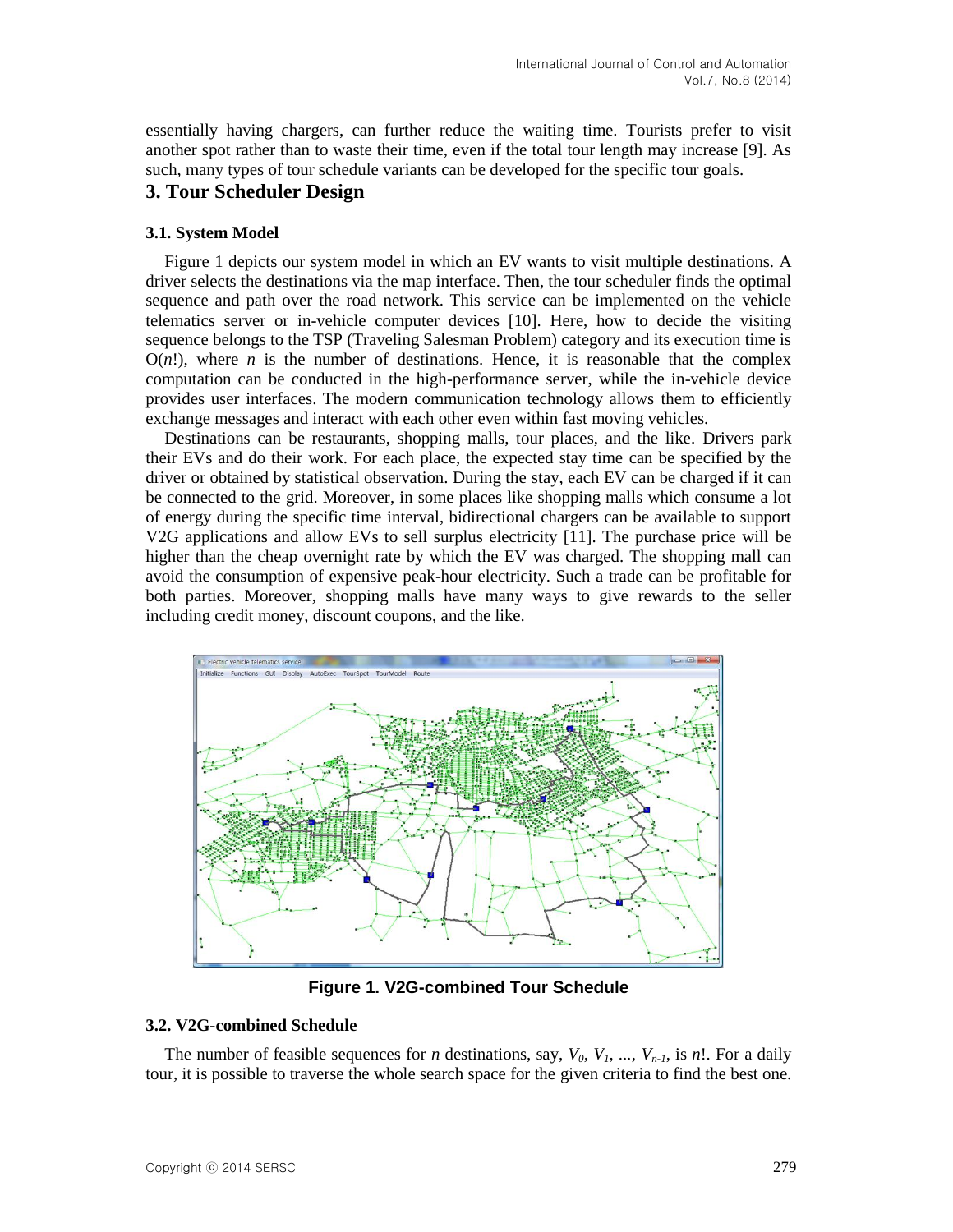essentially having chargers, can further reduce the waiting time. Tourists prefer to visit another spot rather than to waste their time, even if the total tour length may increase [9]. As such, many types of tour schedule variants can be developed for the specific tour goals.

## 3. Tour Scheduler Design

### 3.1. System Model

Figure 1 depicts our system model in which an EV wants to visit multiple destinations. A driver selects the destinations via the map interface. Then, the tour scheduler finds the optimal sequence and path over the road network. This service can be implemented on the vehicle telematics server or in-vehicle computer devices [10]. Here, how to decide the visiting sequence belongs to the TSP (Traveling Salesman Problem) category and its execution time is O($n$!), where $n$ is the number of destinations. Hence, it is reasonable that the complex computation can be conducted in the high-performance server, while the in-vehicle device provides user interfaces. The modern communication technology allows them to efficiently exchange messages and interact with each other even within fast moving vehicles.

Destinations can be restaurants, shopping malls, tour places, and the like. Drivers park their EVs and do their work. For each place, the expected stay time can be specified by the driver or obtained by statistical observation. During the stay, each EV can be charged if it can be connected to the grid. Moreover, in some places like shopping malls which consume a lot of energy during the specific time interval, bidirectional chargers can be available to support V2G applications and allow EVs to sell surplus electricity [11]. The purchase price will be higher than the cheap overnight rate by which the EV was charged. The shopping mall can avoid the consumption of expensive peak-hour electricity. Such a trade can be profitable for both parties. Moreover, shopping malls have many ways to give rewards to the seller including credit money, discount coupons, and the like.

**Figure 1. V2G-combined Tour Schedule**

### 3.2. V2G-combined Schedule

The number of feasible sequences for $n$ destinations, say, $V_0$, $V_1$, ..., $V_{n-1}$, is $n$!. For a daily tour, it is possible to traverse the whole search space for the given criteria to find the best one.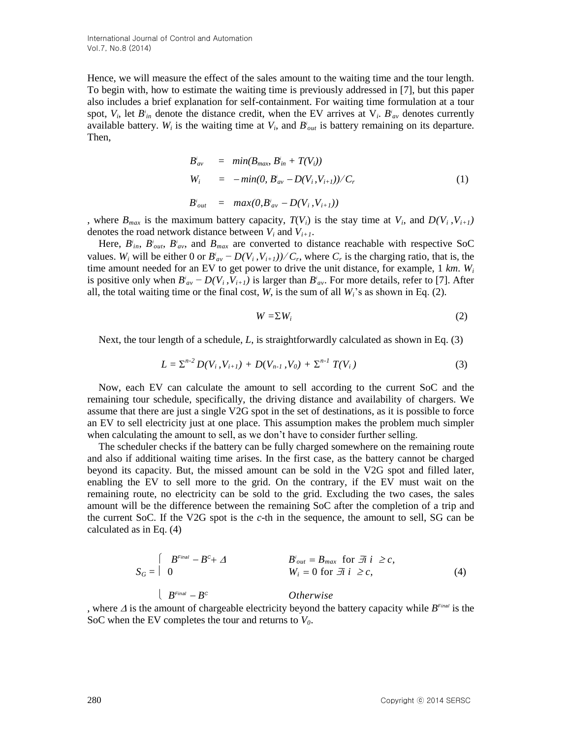Hence, we will measure the effect of the sales amount to the waiting time and the tour length. To begin with, how to estimate the waiting time is previously addressed in [7], but this paper also includes a brief explanation for self-containment. For waiting time formulation at a tour spot, $V_i$, let $B^i_{in}$ denote the distance credit, when the EV arrives at $V_i$. $B^i_{av}$ denotes currently available battery. $W_i$ is the waiting time at $V_i$, and $B^i_{out}$ is battery remaining on its departure. Then,

$$
\begin{aligned}
B^i_{av} &= min(B_{max}, B^i_{in} + T(V_i)) \\
W_i &= -min(0, B^i_{av} - D(V_i, V_{i+1})) / C_r \\
B^i_{out} &= max(0, B^i_{av} - D(V_i, V_{i+1}))
\end{aligned}
\tag{1}
$$

, where $B_{max}$ is the maximum battery capacity, $T(V_i)$ is the stay time at $V_i$, and $D(V_i, V_{i+1})$ denotes the road network distance between $V_i$ and $V_{i+1}$.

Here, $B^i_{in}$, $B^i_{out}$, $B^i_{av}$, and $B_{max}$ are converted to distance reachable with respective SoC values. $W_i$ will be either 0 or $B^i_{av} - D(V_i, V_{i+1})) / C_r$, where $C_r$ is the charging ratio, that is, the time amount needed for an EV to get power to drive the unit distance, for example, 1 *km*. $W_i$ is positive only when $B^i_{av} - D(V_i, V_{i+1})$ is larger than $B^i_{av}$. For more details, refer to [7]. After all, the total waiting time or the final cost, $W$, is the sum of all $W_i$'s as shown in Eq. (2).

$$
W = \Sigma W_i \tag{2}
$$

Next, the tour length of a schedule, $L$, is straightforwardly calculated as shown in Eq. (3)

$$
L = \Sigma^{n-2} D(V_i, V_{i+1}) + D(V_{n-1}, V_0) + \Sigma^{n-1} T(V_i) \tag{3}
$$

Now, each EV can calculate the amount to sell according to the current SoC and the remaining tour schedule, specifically, the driving distance and availability of chargers. We assume that there are just a single V2G spot in the set of destinations, as it is possible to force an EV to sell electricity just at one place. This assumption makes the problem much simpler when calculating the amount to sell, as we don't have to consider further selling.

The scheduler checks if the battery can be fully charged somewhere on the remaining route and also if additional waiting time arises. In the first case, as the battery cannot be charged beyond its capacity. But, the missed amount can be sold in the V2G spot and filled later, enabling the EV to sell more to the grid. On the contrary, if the EV must wait on the remaining route, no electricity can be sold to the grid. Excluding the two cases, the sales amount will be the difference between the remaining SoC after the completion of a trip and the current SoC. If the V2G spot is the $c$-th in the sequence, the amount to sell, SG can be calculated as in Eq. (4)

$$
S_G = \begin{cases} B^{Final} - B^C + \Delta & B^i_{out} = B_{max} \text{ for } \exists i \ i \geq c, \\ 0 & W_i = 0 \text{ for } \exists i \ i \geq c, \\ B^{Final} - B^C & Otherwise \end{cases} \tag{4}
$$

, where $\Delta$ is the amount of chargeable electricity beyond the battery capacity while $B^{Final}$ is the SoC when the EV completes the tour and returns to $V_0$.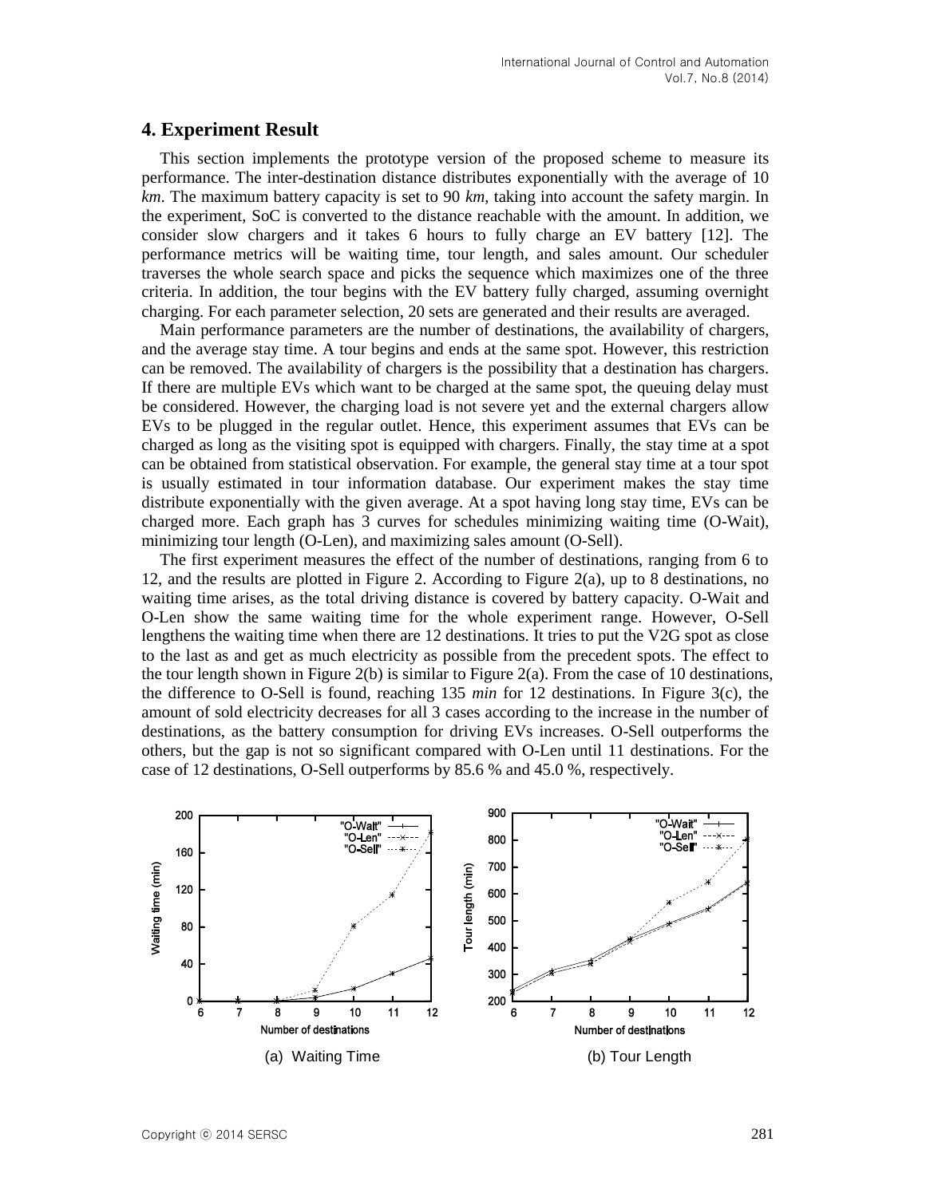## 4. Experiment Result

This section implements the prototype version of the proposed scheme to measure its performance. The inter-destination distance distributes exponentially with the average of 10 *km*. The maximum battery capacity is set to 90 *km*, taking into account the safety margin. In the experiment, SoC is converted to the distance reachable with the amount. In addition, we consider slow chargers and it takes 6 hours to fully charge an EV battery [12]. The performance metrics will be waiting time, tour length, and sales amount. Our scheduler traverses the whole search space and picks the sequence which maximizes one of the three criteria. In addition, the tour begins with the EV battery fully charged, assuming overnight charging. For each parameter selection, 20 sets are generated and their results are averaged.

Main performance parameters are the number of destinations, the availability of chargers, and the average stay time. A tour begins and ends at the same spot. However, this restriction can be removed. The availability of chargers is the possibility that a destination has chargers. If there are multiple EVs which want to be charged at the same spot, the queuing delay must be considered. However, the charging load is not severe yet and the external chargers allow EVs to be plugged in the regular outlet. Hence, this experiment assumes that EVs can be charged as long as the visiting spot is equipped with chargers. Finally, the stay time at a spot can be obtained from statistical observation. For example, the general stay time at a tour spot is usually estimated in tour information database. Our experiment makes the stay time distribute exponentially with the given average. At a spot having long stay time, EVs can be charged more. Each graph has 3 curves for schedules minimizing waiting time (O-Wait), minimizing tour length (O-Len), and maximizing sales amount (O-Sell).

The first experiment measures the effect of the number of destinations, ranging from 6 to 12, and the results are plotted in Figure 2. According to Figure 2(a), up to 8 destinations, no waiting time arises, as the total driving distance is covered by battery capacity. O-Wait and O-Len show the same waiting time for the whole experiment range. However, O-Sell lengthens the waiting time when there are 12 destinations. It tries to put the V2G spot as close to the last as and get as much electricity as possible from the precedent spots. The effect to the tour length shown in Figure 2(b) is similar to Figure 2(a). From the case of 10 destinations, the difference to O-Sell is found, reaching 135 *min* for 12 destinations. In Figure 3(c), the amount of sold electricity decreases for all 3 cases according to the increase in the number of destinations, as the battery consumption for driving EVs increases. O-Sell outperforms the others, but the gap is not so significant compared with O-Len until 11 destinations. For the case of 12 destinations, O-Sell outperforms by 85.6 % and 45.0 %, respectively.

(a) Waiting Time

(b) Tour Length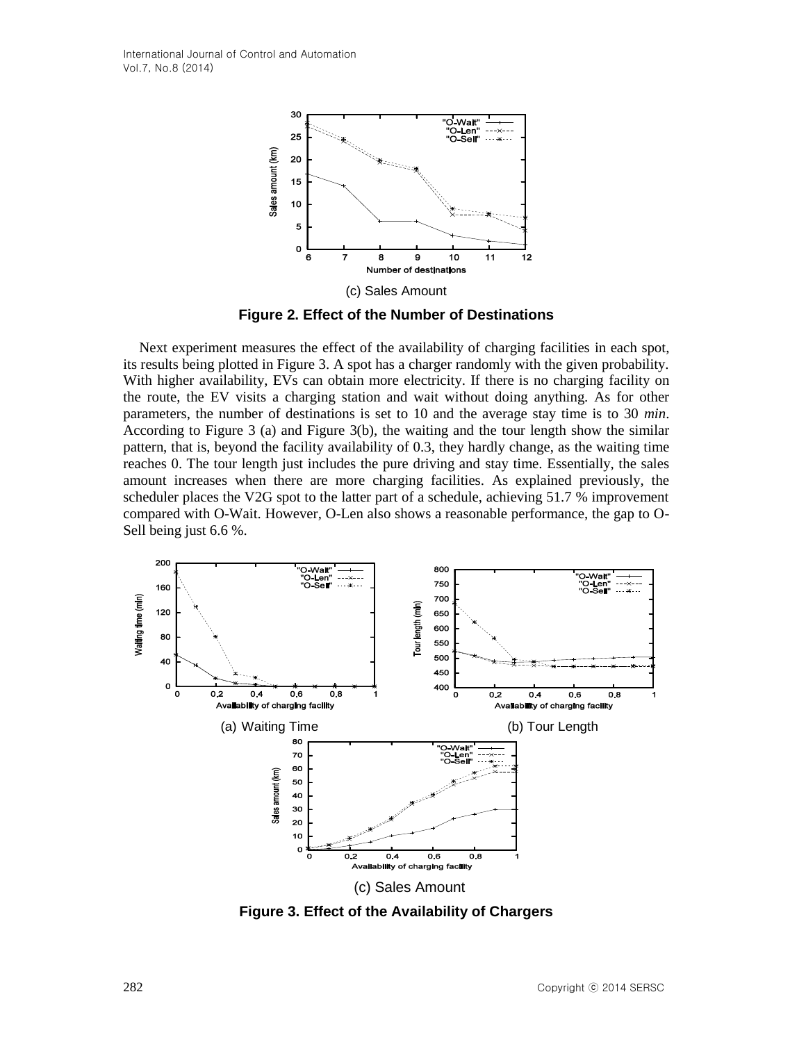(c) Sales Amount

**Figure 2. Effect of the Number of Destinations**

Next experiment measures the effect of the availability of charging facilities in each spot, its results being plotted in Figure 3. A spot has a charger randomly with the given probability. With higher availability, EVs can obtain more electricity. If there is no charging facility on the route, the EV visits a charging station and wait without doing anything. As for other parameters, the number of destinations is set to 10 and the average stay time is to 30 *min*. According to Figure 3 (a) and Figure 3(b), the waiting and the tour length show the similar pattern, that is, beyond the facility availability of 0.3, they hardly change, as the waiting time reaches 0. The tour length just includes the pure driving and stay time. Essentially, the sales amount increases when there are more charging facilities. As explained previously, the scheduler places the V2G spot to the latter part of a schedule, achieving 51.7 % improvement compared with O-Wait. However, O-Len also shows a reasonable performance, the gap to O-Sell being just 6.6 %.

(a) Waiting Time

(b) Tour Length

(c) Sales Amount

**Figure 3. Effect of the Availability of Chargers**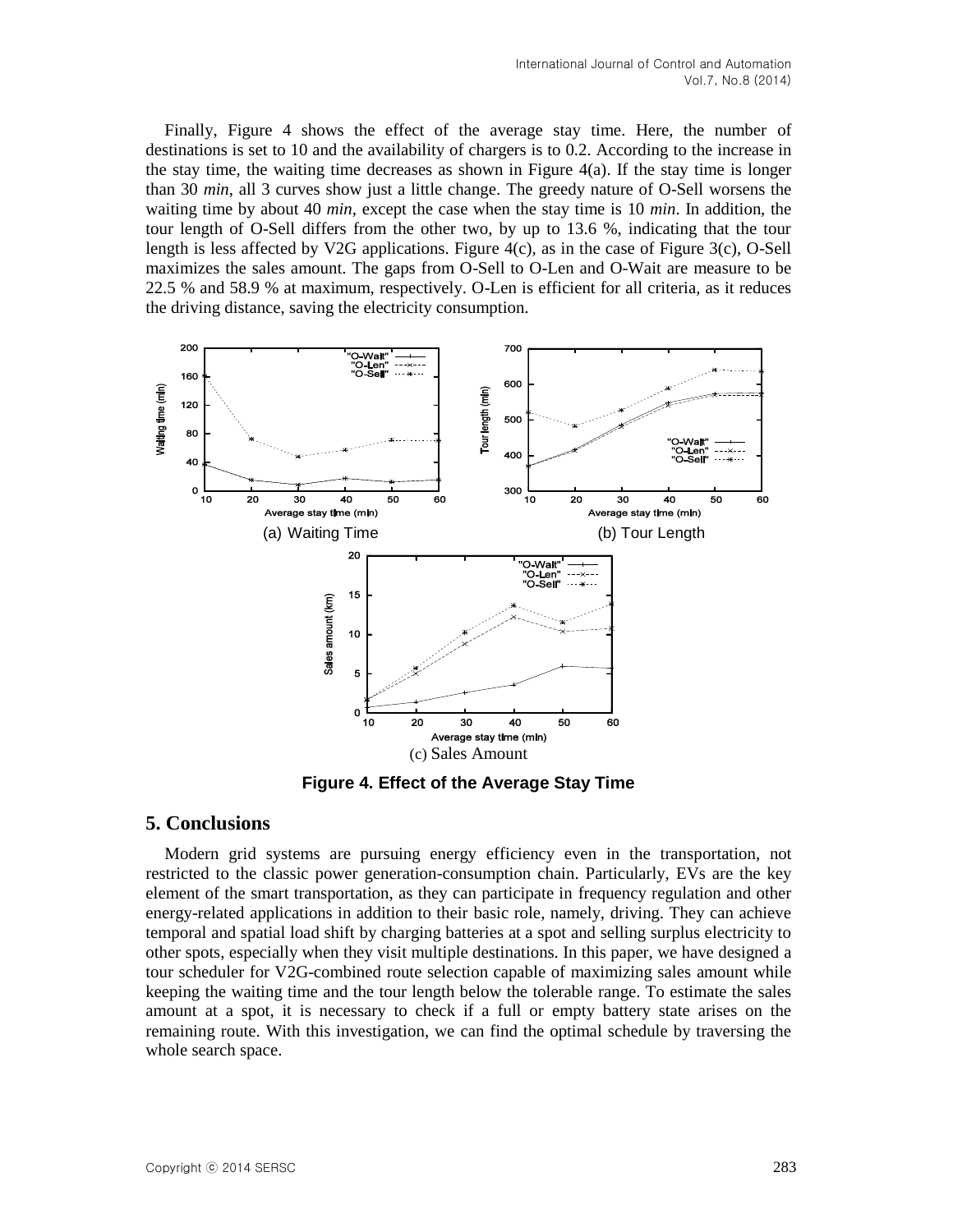Finally, Figure 4 shows the effect of the average stay time. Here, the number of destinations is set to 10 and the availability of chargers is to 0.2. According to the increase in the stay time, the waiting time decreases as shown in Figure 4(a). If the stay time is longer than 30 *min*, all 3 curves show just a little change. The greedy nature of O-Sell worsens the waiting time by about 40 *min*, except the case when the stay time is 10 *min*. In addition, the tour length of O-Sell differs from the other two, by up to 13.6 %, indicating that the tour length is less affected by V2G applications. Figure 4(c), as in the case of Figure 3(c), O-Sell maximizes the sales amount. The gaps from O-Sell to O-Len and O-Wait are measure to be 22.5 % and 58.9 % at maximum, respectively. O-Len is efficient for all criteria, as it reduces the driving distance, saving the electricity consumption.

(a) Waiting Time

(b) Tour Length

(c) Sales Amount

**Figure 4. Effect of the Average Stay Time**

## 5. Conclusions

Modern grid systems are pursuing energy efficiency even in the transportation, not restricted to the classic power generation-consumption chain. Particularly, EVs are the key element of the smart transportation, as they can participate in frequency regulation and other energy-related applications in addition to their basic role, namely, driving. They can achieve temporal and spatial load shift by charging batteries at a spot and selling surplus electricity to other spots, especially when they visit multiple destinations. In this paper, we have designed a tour scheduler for V2G-combined route selection capable of maximizing sales amount while keeping the waiting time and the tour length below the tolerable range. To estimate the sales amount at a spot, it is necessary to check if a full or empty battery state arises on the remaining route. With this investigation, we can find the optimal schedule by traversing the whole search space.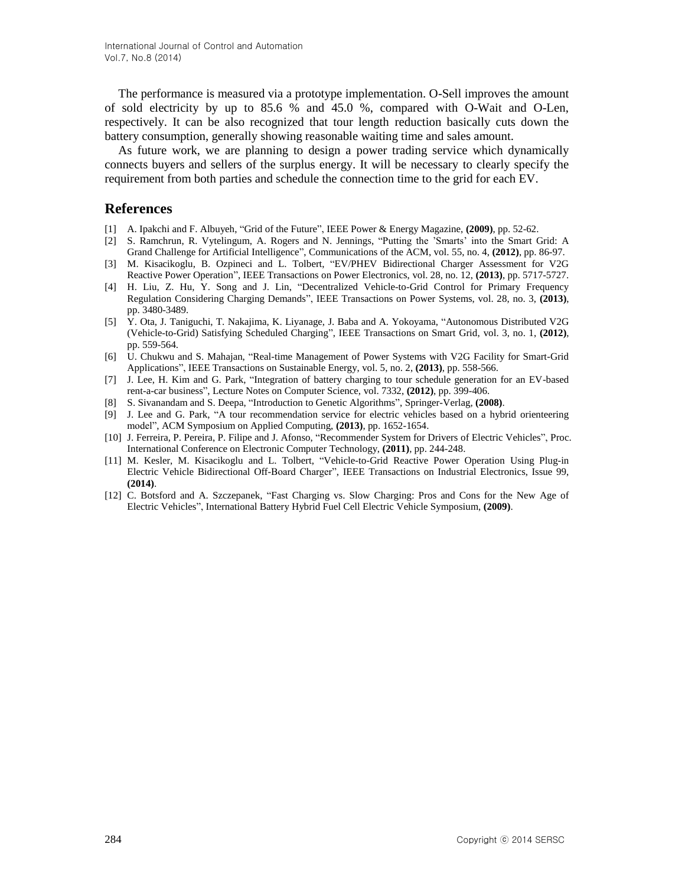The performance is measured via a prototype implementation. O-Sell improves the amount of sold electricity by up to 85.6 % and 45.0 %, compared with O-Wait and O-Len, respectively. It can be also recognized that tour length reduction basically cuts down the battery consumption, generally showing reasonable waiting time and sales amount.

As future work, we are planning to design a power trading service which dynamically connects buyers and sellers of the surplus energy. It will be necessary to clearly specify the requirement from both parties and schedule the connection time to the grid for each EV.

## References

[1] A. Ipakchi and F. Albuyeh, "Grid of the Future", IEEE Power & Energy Magazine, **(2009)**, pp. 52-62.

[2] S. Ramchrun, R. Vytelingum, A. Rogers and N. Jennings, "Putting the 'Smarts' into the Smart Grid: A Grand Challenge for Artificial Intelligence", Communications of the ACM, vol. 55, no. 4, **(2012)**, pp. 86-97.

[3] M. Kisacikoglu, B. Ozpineci and L. Tolbert, "EV/PHEV Bidirectional Charger Assessment for V2G Reactive Power Operation", IEEE Transactions on Power Electronics, vol. 28, no. 12, **(2013)**, pp. 5717-5727.

[4] H. Liu, Z. Hu, Y. Song and J. Lin, "Decentralized Vehicle-to-Grid Control for Primary Frequency Regulation Considering Charging Demands", IEEE Transactions on Power Systems, vol. 28, no. 3, **(2013)**, pp. 3480-3489.

[5] Y. Ota, J. Taniguchi, T. Nakajima, K. Liyanage, J. Baba and A. Yokoyama, "Autonomous Distributed V2G (Vehicle-to-Grid) Satisfying Scheduled Charging", IEEE Transactions on Smart Grid, vol. 3, no. 1, **(2012)**, pp. 559-564.

[6] U. Chukwu and S. Mahajan, "Real-time Management of Power Systems with V2G Facility for Smart-Grid Applications", IEEE Transactions on Sustainable Energy, vol. 5, no. 2, **(2013)**, pp. 558-566.

[7] J. Lee, H. Kim and G. Park, "Integration of battery charging to tour schedule generation for an EV-based rent-a-car business", Lecture Notes on Computer Science, vol. 7332, **(2012)**, pp. 399-406.

[8] S. Sivanandam and S. Deepa, "Introduction to Genetic Algorithms", Springer-Verlag, **(2008)**.

[9] J. Lee and G. Park, "A tour recommendation service for electric vehicles based on a hybrid orienteering model", ACM Symposium on Applied Computing, **(2013)**, pp. 1652-1654.

[10] J. Ferreira, P. Pereira, P. Filipe and J. Afonso, "Recommender System for Drivers of Electric Vehicles", Proc. International Conference on Electronic Computer Technology, **(2011)**, pp. 244-248.

[11] M. Kesler, M. Kisacikoglu and L. Tolbert, "Vehicle-to-Grid Reactive Power Operation Using Plug-in Electric Vehicle Bidirectional Off-Board Charger", IEEE Transactions on Industrial Electronics, Issue 99, **(2014)**.

[12] C. Botsford and A. Szczepanek, "Fast Charging vs. Slow Charging: Pros and Cons for the New Age of Electric Vehicles", International Battery Hybrid Fuel Cell Electric Vehicle Symposium, **(2009)**.